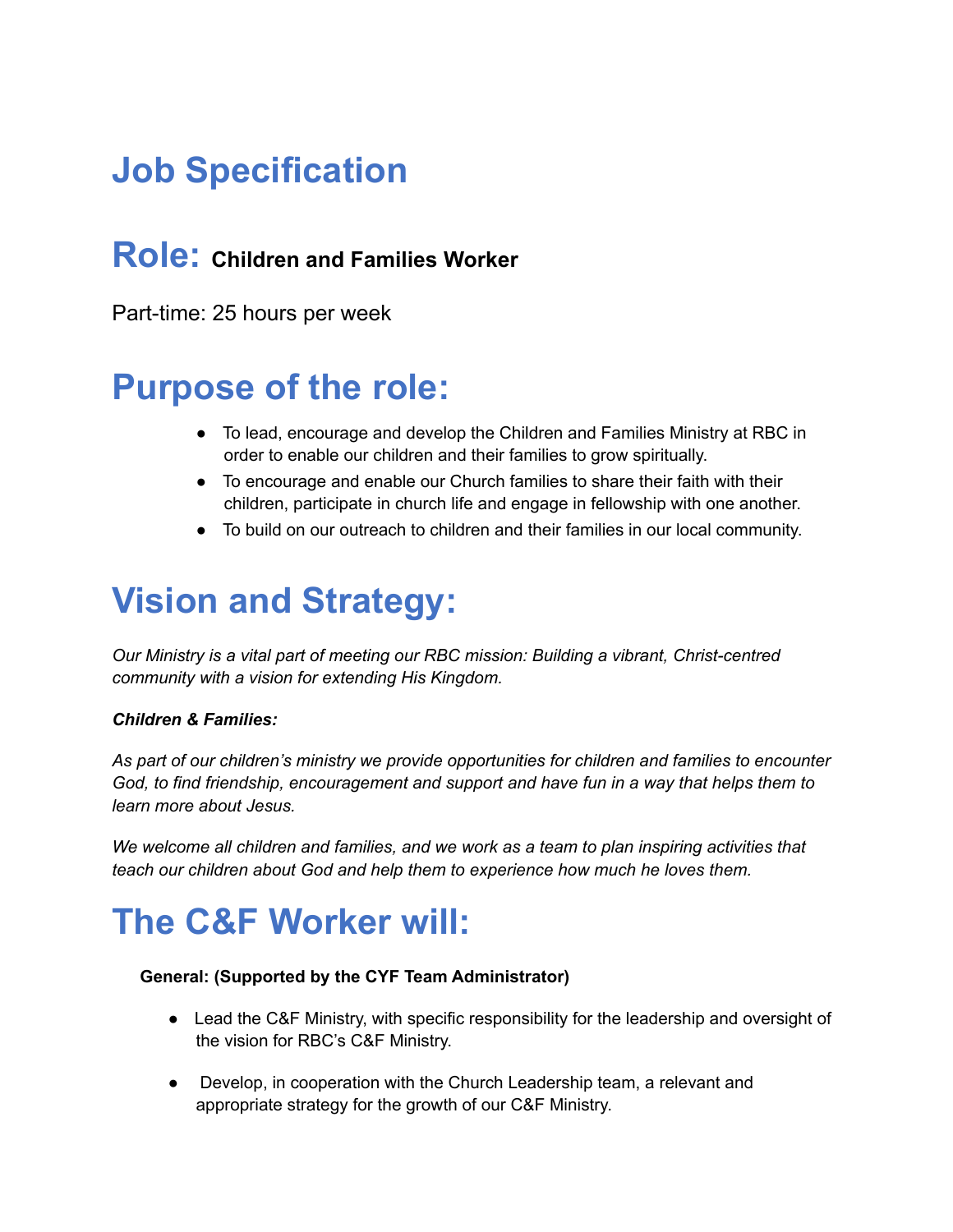# Job Specification

## Role: **Children and Families Worker**

Part-time: 25 hours per week

# Purpose of the role:

- To lead, encourage and develop the Children and Families Ministry at RBC in order to enable our children and their families to grow spiritually.
- To encourage and enable our Church families to share their faith with their children, participate in church life and engage in fellowship with one another.
- To build on our outreach to children and their families in our local community.

# Vision and Strategy:

*Our Ministry is a vital part of meeting our RBC mission: Building a vibrant, Christ-centred community with a vision for extending His Kingdom.*

***Children & Families:***

*As part of our children's ministry we provide opportunities for children and families to encounter God, to find friendship, encouragement and support and have fun in a way that helps them to learn more about Jesus.*

*We welcome all children and families, and we work as a team to plan inspiring activities that teach our children about God and help them to experience how much he loves them.*

# The C&F Worker will:

**General: (Supported by the CYF Team Administrator)**

- Lead the C&F Ministry, with specific responsibility for the leadership and oversight of the vision for RBC's C&F Ministry.
- Develop, in cooperation with the Church Leadership team, a relevant and appropriate strategy for the growth of our C&F Ministry.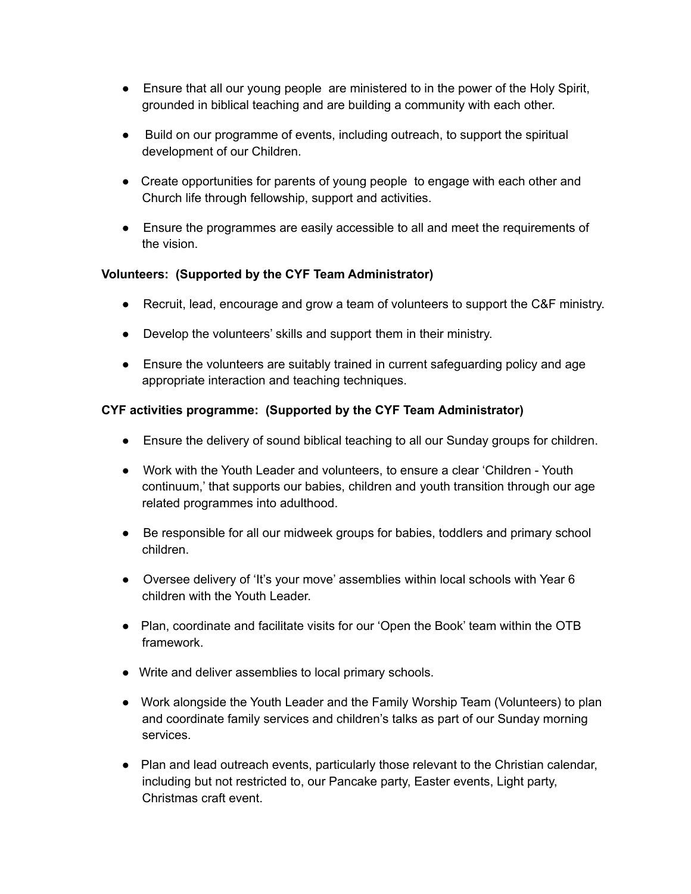- Ensure that all our young people are ministered to in the power of the Holy Spirit, grounded in biblical teaching and are building a community with each other.
- Build on our programme of events, including outreach, to support the spiritual development of our Children.
- Create opportunities for parents of young people to engage with each other and Church life through fellowship, support and activities.
- Ensure the programmes are easily accessible to all and meet the requirements of the vision.

**Volunteers: (Supported by the CYF Team Administrator)**

- Recruit, lead, encourage and grow a team of volunteers to support the C&F ministry.
- Develop the volunteers' skills and support them in their ministry.
- Ensure the volunteers are suitably trained in current safeguarding policy and age appropriate interaction and teaching techniques.

**CYF activities programme: (Supported by the CYF Team Administrator)**

- Ensure the delivery of sound biblical teaching to all our Sunday groups for children.
- Work with the Youth Leader and volunteers, to ensure a clear 'Children - Youth continuum,' that supports our babies, children and youth transition through our age related programmes into adulthood.
- Be responsible for all our midweek groups for babies, toddlers and primary school children.
- Oversee delivery of 'It's your move' assemblies within local schools with Year 6 children with the Youth Leader.
- Plan, coordinate and facilitate visits for our 'Open the Book' team within the OTB framework.
- Write and deliver assemblies to local primary schools.
- Work alongside the Youth Leader and the Family Worship Team (Volunteers) to plan and coordinate family services and children's talks as part of our Sunday morning services.
- Plan and lead outreach events, particularly those relevant to the Christian calendar, including but not restricted to, our Pancake party, Easter events, Light party, Christmas craft event.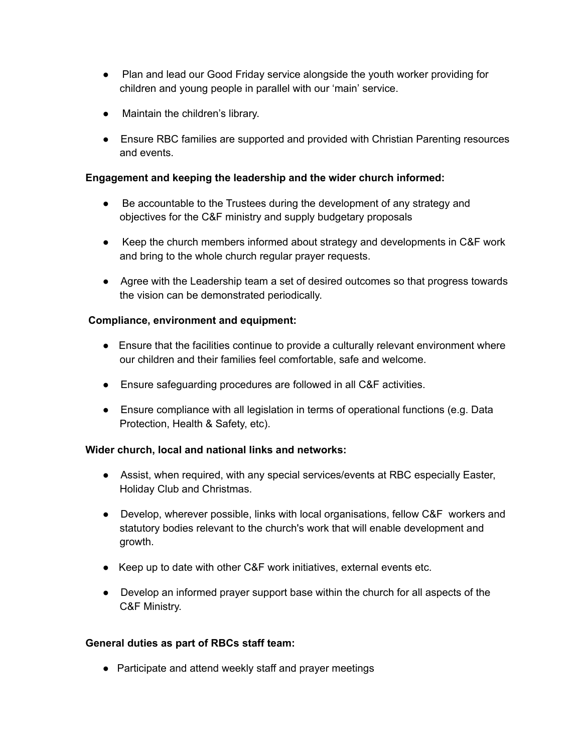- Plan and lead our Good Friday service alongside the youth worker providing for children and young people in parallel with our 'main' service.
- Maintain the children's library.
- Ensure RBC families are supported and provided with Christian Parenting resources and events.

**Engagement and keeping the leadership and the wider church informed:**

- Be accountable to the Trustees during the development of any strategy and objectives for the C&F ministry and supply budgetary proposals
- Keep the church members informed about strategy and developments in C&F work and bring to the whole church regular prayer requests.
- Agree with the Leadership team a set of desired outcomes so that progress towards the vision can be demonstrated periodically.

**Compliance, environment and equipment:**

- Ensure that the facilities continue to provide a culturally relevant environment where our children and their families feel comfortable, safe and welcome.
- Ensure safeguarding procedures are followed in all C&F activities.
- Ensure compliance with all legislation in terms of operational functions (e.g. Data Protection, Health & Safety, etc).

**Wider church, local and national links and networks:**

- Assist, when required, with any special services/events at RBC especially Easter, Holiday Club and Christmas.
- Develop, wherever possible, links with local organisations, fellow C&F workers and statutory bodies relevant to the church's work that will enable development and growth.
- Keep up to date with other C&F work initiatives, external events etc.
- Develop an informed prayer support base within the church for all aspects of the C&F Ministry.

**General duties as part of RBCs staff team:**

- Participate and attend weekly staff and prayer meetings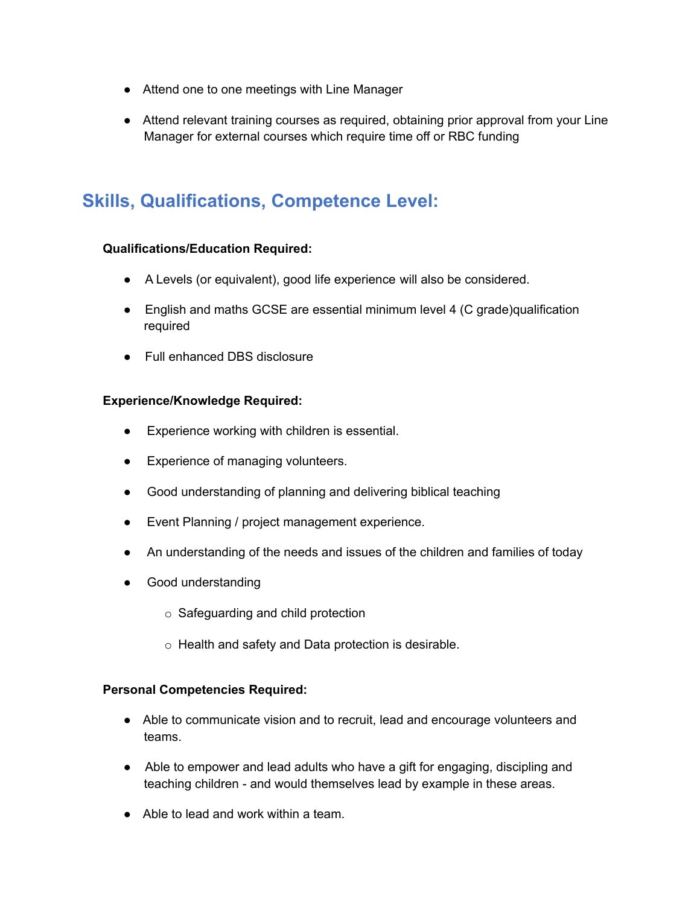- Attend one to one meetings with Line Manager
- Attend relevant training courses as required, obtaining prior approval from your Line Manager for external courses which require time off or RBC funding

## Skills, Qualifications, Competence Level:

**Qualifications/Education Required:**

- A Levels (or equivalent), good life experience will also be considered.
- English and maths GCSE are essential minimum level 4 (C grade)qualification required
- Full enhanced DBS disclosure

**Experience/Knowledge Required:**

- Experience working with children is essential.
- Experience of managing volunteers.
- Good understanding of planning and delivering biblical teaching
- Event Planning / project management experience.
- An understanding of the needs and issues of the children and families of today
- Good understanding
    - Safeguarding and child protection
    - Health and safety and Data protection is desirable.

**Personal Competencies Required:**

- Able to communicate vision and to recruit, lead and encourage volunteers and teams.
- Able to empower and lead adults who have a gift for engaging, discipling and teaching children - and would themselves lead by example in these areas.
- Able to lead and work within a team.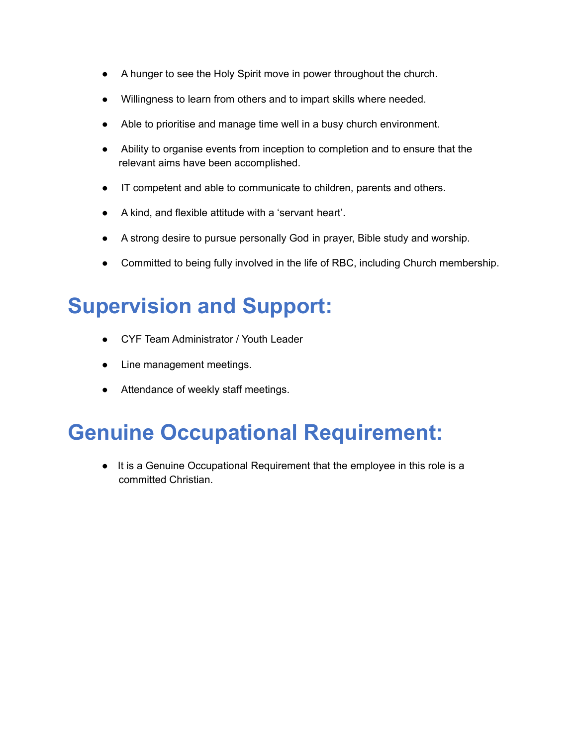- A hunger to see the Holy Spirit move in power throughout the church.
- Willingness to learn from others and to impart skills where needed.
- Able to prioritise and manage time well in a busy church environment.
- Ability to organise events from inception to completion and to ensure that the relevant aims have been accomplished.
- IT competent and able to communicate to children, parents and others.
- A kind, and flexible attitude with a 'servant heart'.
- A strong desire to pursue personally God in prayer, Bible study and worship.
- Committed to being fully involved in the life of RBC, including Church membership.

# Supervision and Support:

- CYF Team Administrator / Youth Leader
- Line management meetings.
- Attendance of weekly staff meetings.

# Genuine Occupational Requirement:

- It is a Genuine Occupational Requirement that the employee in this role is a committed Christian.